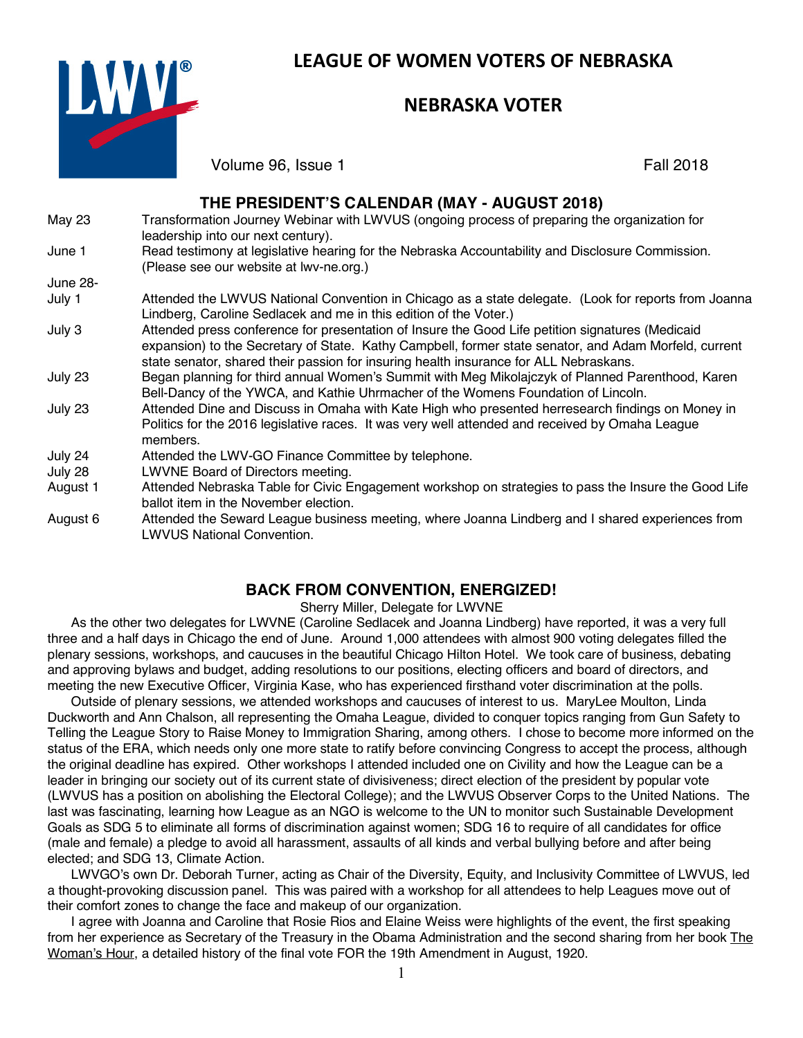# LEAGUE OF WOMEN VOTERS OF NEBRASKA

## NEBRASKA VOTER

Volume 96, Issue 1 Fall 2018

### THE PRESIDENT'S CALENDAR (MAY - AUGUST 2018)

| | |
|---|---|
| May 23 | Transformation Journey Webinar with LWVUS (ongoing process of preparing the organization for leadership into our next century). |
| June 1 | Read testimony at legislative hearing for the Nebraska Accountability and Disclosure Commission. (Please see our website at lwv-ne.org.) |
| June 28-July 1 | Attended the LWVUS National Convention in Chicago as a state delegate. (Look for reports from Joanna Lindberg, Caroline Sedlacek and me in this edition of the Voter.) |
| July 3 | Attended press conference for presentation of Insure the Good Life petition signatures (Medicaid expansion) to the Secretary of State. Kathy Campbell, former state senator, and Adam Morfeld, current state senator, shared their passion for insuring health insurance for ALL Nebraskans. |
| July 23 | Began planning for third annual Women's Summit with Meg Mikolajczyk of Planned Parenthood, Karen Bell-Dancy of the YWCA, and Kathie Uhrmacher of the Womens Foundation of Lincoln. |
| July 23 | Attended Dine and Discuss in Omaha with Kate High who presented herresearch findings on Money in Politics for the 2016 legislative races. It was very well attended and received by Omaha League members. |
| July 24 | Attended the LWV-GO Finance Committee by telephone. |
| July 28 | LWVNE Board of Directors meeting. |
| August 1 | Attended Nebraska Table for Civic Engagement workshop on strategies to pass the Insure the Good Life ballot item in the November election. |
| August 6 | Attended the Seward League business meeting, where Joanna Lindberg and I shared experiences from LWVUS National Convention. |

### BACK FROM CONVENTION, ENERGIZED!

Sherry Miller, Delegate for LWVNE

As the other two delegates for LWVNE (Caroline Sedlacek and Joanna Lindberg) have reported, it was a very full three and a half days in Chicago the end of June. Around 1,000 attendees with almost 900 voting delegates filled the plenary sessions, workshops, and caucuses in the beautiful Chicago Hilton Hotel. We took care of business, debating and approving bylaws and budget, adding resolutions to our positions, electing officers and board of directors, and meeting the new Executive Officer, Virginia Kase, who has experienced firsthand voter discrimination at the polls.

Outside of plenary sessions, we attended workshops and caucuses of interest to us. MaryLee Moulton, Linda Duckworth and Ann Chalson, all representing the Omaha League, divided to conquer topics ranging from Gun Safety to Telling the League Story to Raise Money to Immigration Sharing, among others. I chose to become more informed on the status of the ERA, which needs only one more state to ratify before convincing Congress to accept the process, although the original deadline has expired. Other workshops I attended included one on Civility and how the League can be a leader in bringing our society out of its current state of divisiveness; direct election of the president by popular vote (LWVUS has a position on abolishing the Electoral College); and the LWVUS Observer Corps to the United Nations. The last was fascinating, learning how League as an NGO is welcome to the UN to monitor such Sustainable Development Goals as SDG 5 to eliminate all forms of discrimination against women; SDG 16 to require of all candidates for office (male and female) a pledge to avoid all harassment, assaults of all kinds and verbal bullying before and after being elected; and SDG 13, Climate Action.

LWVGO's own Dr. Deborah Turner, acting as Chair of the Diversity, Equity, and Inclusivity Committee of LWVUS, led a thought-provoking discussion panel. This was paired with a workshop for all attendees to help Leagues move out of their comfort zones to change the face and makeup of our organization.

I agree with Joanna and Caroline that Rosie Rios and Elaine Weiss were highlights of the event, the first speaking from her experience as Secretary of the Treasury in the Obama Administration and the second sharing from her book The Woman's Hour, a detailed history of the final vote FOR the 19th Amendment in August, 1920.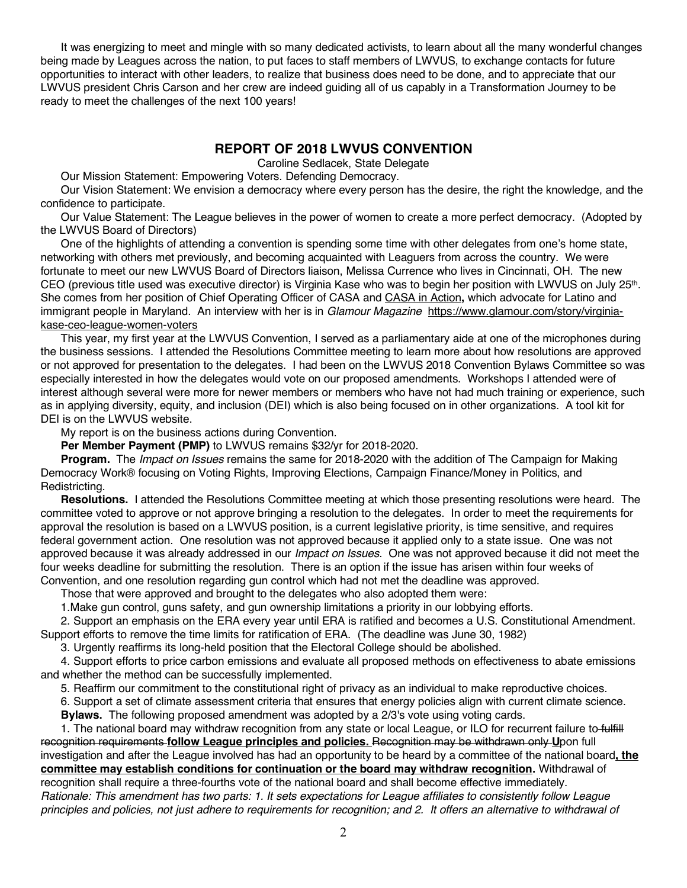It was energizing to meet and mingle with so many dedicated activists, to learn about all the many wonderful changes being made by Leagues across the nation, to put faces to staff members of LWVUS, to exchange contacts for future opportunities to interact with other leaders, to realize that business does need to be done, and to appreciate that our LWVUS president Chris Carson and her crew are indeed guiding all of us capably in a Transformation Journey to be ready to meet the challenges of the next 100 years!

## REPORT OF 2018 LWVUS CONVENTION

Caroline Sedlacek, State Delegate

Our Mission Statement: Empowering Voters. Defending Democracy.

Our Vision Statement: We envision a democracy where every person has the desire, the right the knowledge, and the confidence to participate.

Our Value Statement: The League believes in the power of women to create a more perfect democracy. (Adopted by the LWVUS Board of Directors)

One of the highlights of attending a convention is spending some time with other delegates from one's home state, networking with others met previously, and becoming acquainted with Leaguers from across the country. We were fortunate to meet our new LWVUS Board of Directors liaison, Melissa Currence who lives in Cincinnati, OH. The new CEO (previous title used was executive director) is Virginia Kase who was to begin her position with LWVUS on July 25th. She comes from her position of Chief Operating Officer of CASA and CASA in Action**,** which advocate for Latino and immigrant people in Maryland. An interview with her is in *Glamour Magazine* https://www.glamour.com/story/virginia-kase-ceo-league-women-voters

This year, my first year at the LWVUS Convention, I served as a parliamentary aide at one of the microphones during the business sessions. I attended the Resolutions Committee meeting to learn more about how resolutions are approved or not approved for presentation to the delegates. I had been on the LWVUS 2018 Convention Bylaws Committee so was especially interested in how the delegates would vote on our proposed amendments. Workshops I attended were of interest although several were more for newer members or members who have not had much training or experience, such as in applying diversity, equity, and inclusion (DEI) which is also being focused on in other organizations. A tool kit for DEI is on the LWVUS website.

My report is on the business actions during Convention.

**Per Member Payment (PMP)** to LWVUS remains $32/yr for 2018-2020.

**Program.** The *Impact on Issues* remains the same for 2018-2020 with the addition of The Campaign for Making Democracy Work® focusing on Voting Rights, Improving Elections, Campaign Finance/Money in Politics, and Redistricting.

**Resolutions.** I attended the Resolutions Committee meeting at which those presenting resolutions were heard. The committee voted to approve or not approve bringing a resolution to the delegates. In order to meet the requirements for approval the resolution is based on a LWVUS position, is a current legislative priority, is time sensitive, and requires federal government action. One resolution was not approved because it applied only to a state issue. One was not approved because it was already addressed in our *Impact on Issues*. One was not approved because it did not meet the four weeks deadline for submitting the resolution. There is an option if the issue has arisen within four weeks of Convention, and one resolution regarding gun control which had not met the deadline was approved.

Those that were approved and brought to the delegates who also adopted them were:

1.Make gun control, guns safety, and gun ownership limitations a priority in our lobbying efforts.

2. Support an emphasis on the ERA every year until ERA is ratified and becomes a U.S. Constitutional Amendment. Support efforts to remove the time limits for ratification of ERA. (The deadline was June 30, 1982)

3. Urgently reaffirms its long-held position that the Electoral College should be abolished.

4. Support efforts to price carbon emissions and evaluate all proposed methods on effectiveness to abate emissions and whether the method can be successfully implemented.

5. Reaffirm our commitment to the constitutional right of privacy as an individual to make reproductive choices.

6. Support a set of climate assessment criteria that ensures that energy policies align with current climate science.

**Bylaws.** The following proposed amendment was adopted by a 2/3's vote using voting cards.

1. The national board may withdraw recognition from any state or local League, or ILO for recurrent failure to ~~fulfill recognition requirements~~ **follow League principles and policies.** ~~Recognition may be withdrawn only~~ **U**pon full investigation and after the League involved has had an opportunity to be heard by a committee of the national board**, the committee may establish conditions for continuation or the board may withdraw recognition.** Withdrawal of recognition shall require a three-fourths vote of the national board and shall become effective immediately.

*Rationale: This amendment has two parts: 1. It sets expectations for League affiliates to consistently follow League principles and policies, not just adhere to requirements for recognition; and 2. It offers an alternative to withdrawal of*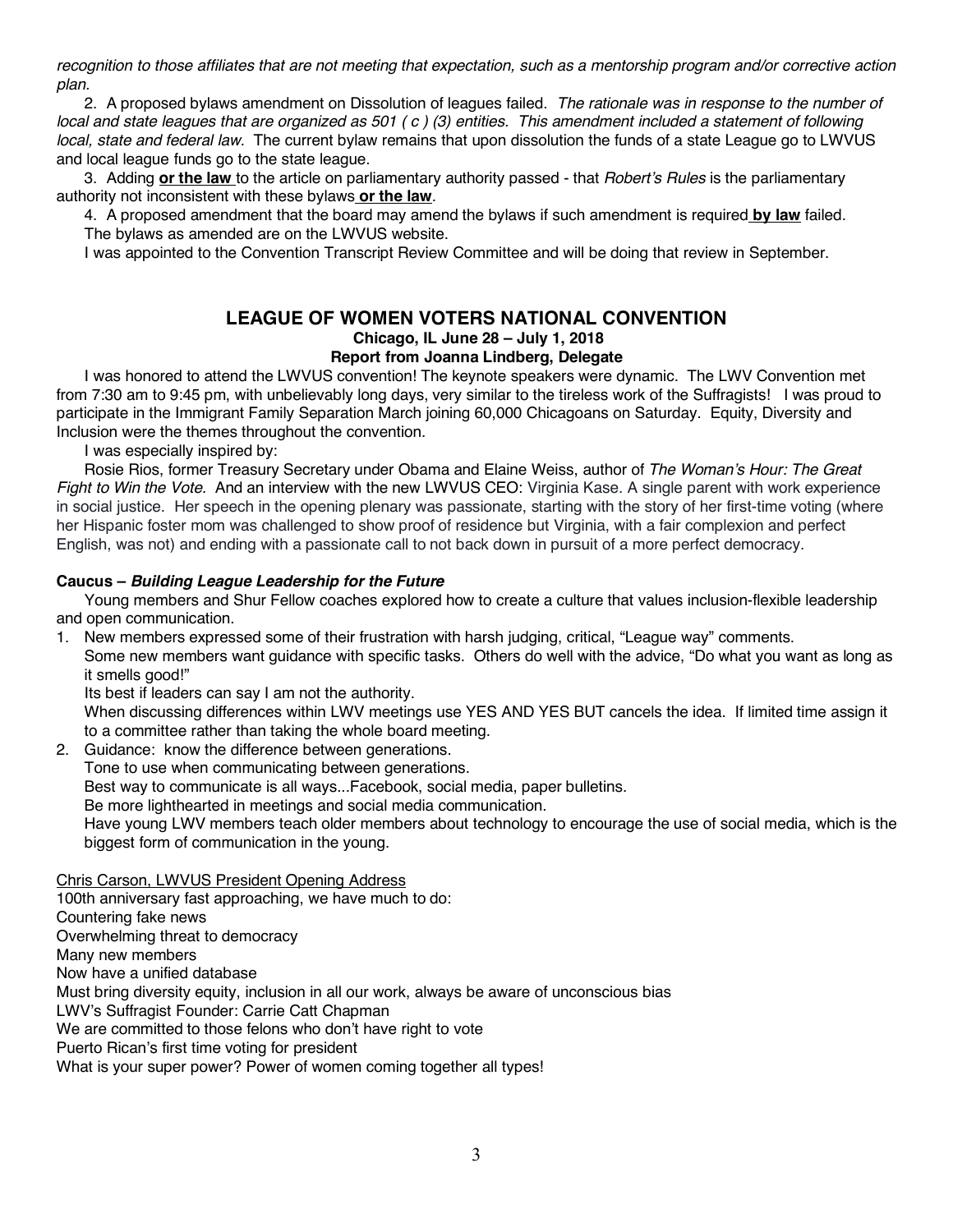*recognition to those affiliates that are not meeting that expectation, such as a mentorship program and/or corrective action plan.*

2. A proposed bylaws amendment on Dissolution of leagues failed. *The rationale was in response to the number of local and state leagues that are organized as 501 ( c ) (3) entities. This amendment included a statement of following local, state and federal law.* The current bylaw remains that upon dissolution the funds of a state League go to LWVUS and local league funds go to the state league.

3. Adding **or the law** to the article on parliamentary authority passed - that *Robert's Rules* is the parliamentary authority not inconsistent with these bylaws **or the law**.

4. A proposed amendment that the board may amend the bylaws if such amendment is required **by law** failed.

The bylaws as amended are on the LWVUS website.

I was appointed to the Convention Transcript Review Committee and will be doing that review in September.

## LEAGUE OF WOMEN VOTERS NATIONAL CONVENTION

### Chicago, IL June 28 – July 1, 2018

### Report from Joanna Lindberg, Delegate

I was honored to attend the LWVUS convention! The keynote speakers were dynamic. The LWV Convention met from 7:30 am to 9:45 pm, with unbelievably long days, very similar to the tireless work of the Suffragists! I was proud to participate in the Immigrant Family Separation March joining 60,000 Chicagoans on Saturday. Equity, Diversity and Inclusion were the themes throughout the convention.

I was especially inspired by:

Rosie Rios, former Treasury Secretary under Obama and Elaine Weiss, author of *The Woman's Hour: The Great Fight to Win the Vote.* And an interview with the new LWVUS CEO: Virginia Kase. A single parent with work experience in social justice. Her speech in the opening plenary was passionate, starting with the story of her first-time voting (where her Hispanic foster mom was challenged to show proof of residence but Virginia, with a fair complexion and perfect English, was not) and ending with a passionate call to not back down in pursuit of a more perfect democracy.

**Caucus – *Building League Leadership for the Future***

Young members and Shur Fellow coaches explored how to create a culture that values inclusion-flexible leadership and open communication.

1. New members expressed some of their frustration with harsh judging, critical, "League way" comments.
   Some new members want guidance with specific tasks. Others do well with the advice, "Do what you want as long as it smells good!"
   Its best if leaders can say I am not the authority.
   When discussing differences within LWV meetings use YES AND YES BUT cancels the idea. If limited time assign it to a committee rather than taking the whole board meeting.
2. Guidance: know the difference between generations.
   Tone to use when communicating between generations.
   Best way to communicate is all ways...Facebook, social media, paper bulletins.
   Be more lighthearted in meetings and social media communication.
   Have young LWV members teach older members about technology to encourage the use of social media, which is the biggest form of communication in the young.

<u>Chris Carson, LWVUS President Opening Address</u>

100th anniversary fast approaching, we have much to do:
Countering fake news
Overwhelming threat to democracy
Many new members
Now have a unified database
Must bring diversity equity, inclusion in all our work, always be aware of unconscious bias
LWV's Suffragist Founder: Carrie Catt Chapman
We are committed to those felons who don't have right to vote
Puerto Rican's first time voting for president
What is your super power? Power of women coming together all types!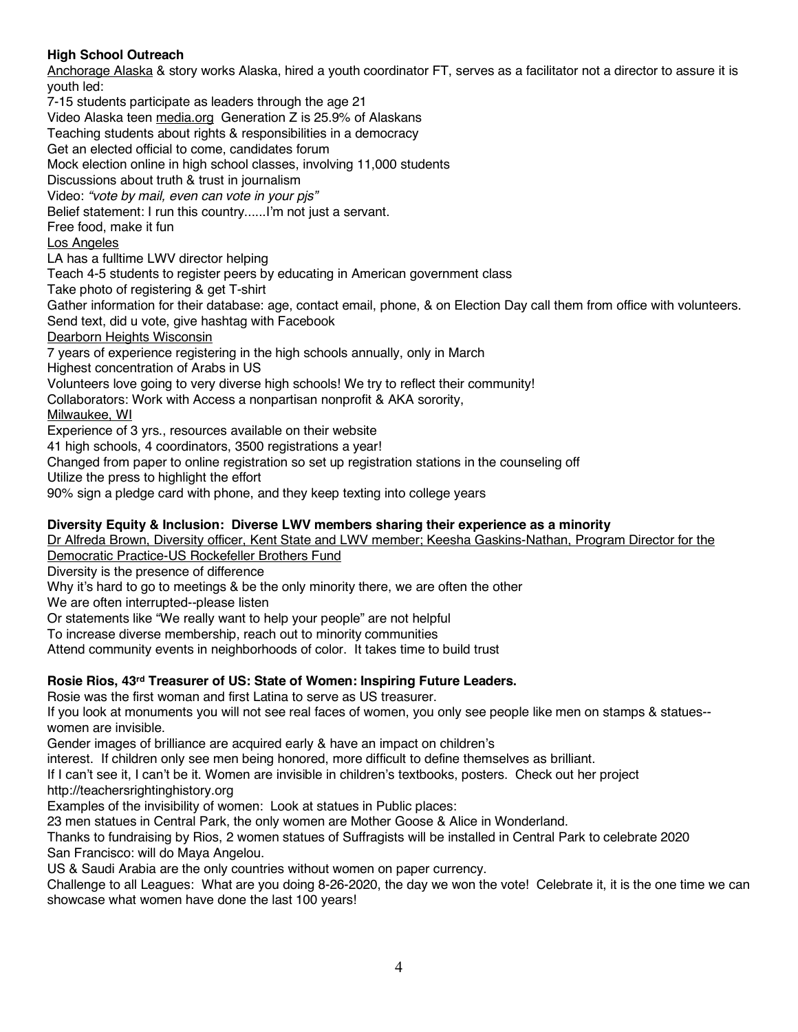**High School Outreach**

<u>Anchorage Alaska</u> & story works Alaska, hired a youth coordinator FT, serves as a facilitator not a director to assure it is youth led:

7-15 students participate as leaders through the age 21

Video Alaska teen <u>media.org</u> Generation Z is 25.9% of Alaskans

Teaching students about rights & responsibilities in a democracy

Get an elected official to come, candidates forum

Mock election online in high school classes, involving 11,000 students

Discussions about truth & trust in journalism

Video: *"vote by mail, even can vote in your pjs"*

Belief statement: I run this country......I'm not just a servant.

Free food, make it fun

<u>Los Angeles</u>

LA has a fulltime LWV director helping

Teach 4-5 students to register peers by educating in American government class

Take photo of registering & get T-shirt

Gather information for their database: age, contact email, phone, & on Election Day call them from office with volunteers.

Send text, did u vote, give hashtag with Facebook

<u>Dearborn Heights Wisconsin</u>

7 years of experience registering in the high schools annually, only in March

Highest concentration of Arabs in US

Volunteers love going to very diverse high schools! We try to reflect their community!

Collaborators: Work with Access a nonpartisan nonprofit & AKA sorority,

<u>Milwaukee, WI</u>

Experience of 3 yrs., resources available on their website

41 high schools, 4 coordinators, 3500 registrations a year!

Changed from paper to online registration so set up registration stations in the counseling off

Utilize the press to highlight the effort

90% sign a pledge card with phone, and they keep texting into college years

**Diversity Equity & Inclusion: Diverse LWV members sharing their experience as a minority**

<u>Dr Alfreda Brown, Diversity officer, Kent State and LWV member; Keesha Gaskins-Nathan, Program Director for the Democratic Practice-US Rockefeller Brothers Fund</u>

Diversity is the presence of difference

Why it's hard to go to meetings & be the only minority there, we are often the other

We are often interrupted--please listen

Or statements like "We really want to help your people" are not helpful

To increase diverse membership, reach out to minority communities

Attend community events in neighborhoods of color. It takes time to build trust

**Rosie Rios, 43rd Treasurer of US: State of Women: Inspiring Future Leaders.**

Rosie was the first woman and first Latina to serve as US treasurer.

If you look at monuments you will not see real faces of women, you only see people like men on stamps & statues--women are invisible.

Gender images of brilliance are acquired early & have an impact on children's interest. If children only see men being honored, more difficult to define themselves as brilliant.

If I can't see it, I can't be it. Women are invisible in children's textbooks, posters. Check out her project http://teachersrightinghistory.org

Examples of the invisibility of women: Look at statues in Public places:

23 men statues in Central Park, the only women are Mother Goose & Alice in Wonderland.

Thanks to fundraising by Rios, 2 women statues of Suffragists will be installed in Central Park to celebrate 2020

San Francisco: will do Maya Angelou.

US & Saudi Arabia are the only countries without women on paper currency.

Challenge to all Leagues: What are you doing 8-26-2020, the day we won the vote! Celebrate it, it is the one time we can showcase what women have done the last 100 years!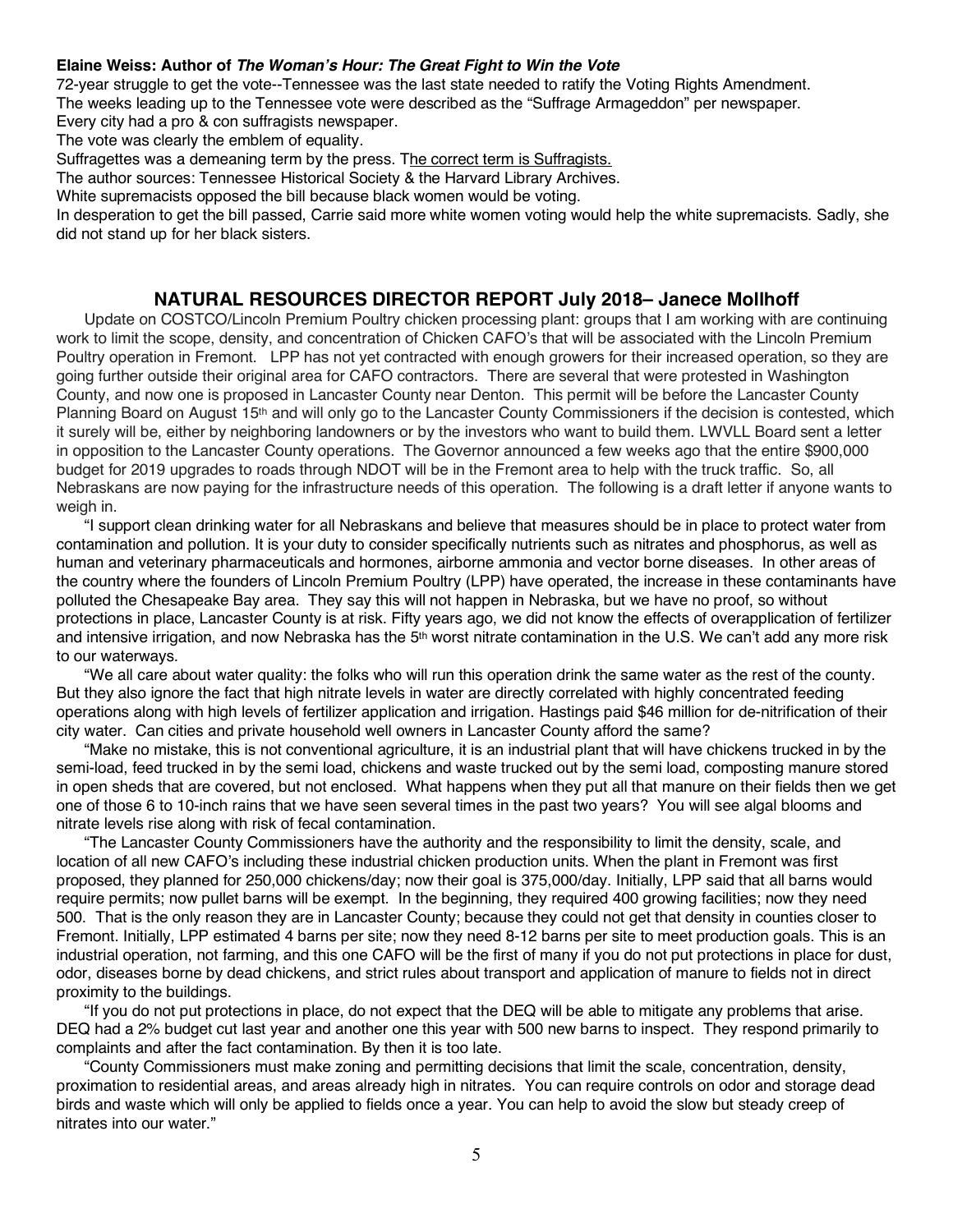**Elaine Weiss: Author of *The Woman's Hour: The Great Fight to Win the Vote***

72-year struggle to get the vote--Tennessee was the last state needed to ratify the Voting Rights Amendment.
The weeks leading up to the Tennessee vote were described as the "Suffrage Armageddon" per newspaper.
Every city had a pro & con suffragists newspaper.
The vote was clearly the emblem of equality.
Suffragettes was a demeaning term by the press. The correct term is Suffragists.
The author sources: Tennessee Historical Society & the Harvard Library Archives.
White supremacists opposed the bill because black women would be voting.
In desperation to get the bill passed, Carrie said more white women voting would help the white supremacists. Sadly, she did not stand up for her black sisters.

## NATURAL RESOURCES DIRECTOR REPORT July 2018– Janece Mollhoff

Update on COSTCO/Lincoln Premium Poultry chicken processing plant: groups that I am working with are continuing work to limit the scope, density, and concentration of Chicken CAFO's that will be associated with the Lincoln Premium Poultry operation in Fremont. LPP has not yet contracted with enough growers for their increased operation, so they are going further outside their original area for CAFO contractors. There are several that were protested in Washington County, and now one is proposed in Lancaster County near Denton. This permit will be before the Lancaster County Planning Board on August 15th and will only go to the Lancaster County Commissioners if the decision is contested, which it surely will be, either by neighboring landowners or by the investors who want to build them. LWVLL Board sent a letter in opposition to the Lancaster County operations. The Governor announced a few weeks ago that the entire $900,000 budget for 2019 upgrades to roads through NDOT will be in the Fremont area to help with the truck traffic. So, all Nebraskans are now paying for the infrastructure needs of this operation. The following is a draft letter if anyone wants to weigh in.

"I support clean drinking water for all Nebraskans and believe that measures should be in place to protect water from contamination and pollution. It is your duty to consider specifically nutrients such as nitrates and phosphorus, as well as human and veterinary pharmaceuticals and hormones, airborne ammonia and vector borne diseases. In other areas of the country where the founders of Lincoln Premium Poultry (LPP) have operated, the increase in these contaminants have polluted the Chesapeake Bay area. They say this will not happen in Nebraska, but we have no proof, so without protections in place, Lancaster County is at risk. Fifty years ago, we did not know the effects of overapplication of fertilizer and intensive irrigation, and now Nebraska has the 5th worst nitrate contamination in the U.S. We can't add any more risk to our waterways.

"We all care about water quality: the folks who will run this operation drink the same water as the rest of the county. But they also ignore the fact that high nitrate levels in water are directly correlated with highly concentrated feeding operations along with high levels of fertilizer application and irrigation. Hastings paid $46 million for de-nitrification of their city water. Can cities and private household well owners in Lancaster County afford the same?

"Make no mistake, this is not conventional agriculture, it is an industrial plant that will have chickens trucked in by the semi-load, feed trucked in by the semi load, chickens and waste trucked out by the semi load, composting manure stored in open sheds that are covered, but not enclosed. What happens when they put all that manure on their fields then we get one of those 6 to 10-inch rains that we have seen several times in the past two years? You will see algal blooms and nitrate levels rise along with risk of fecal contamination.

"The Lancaster County Commissioners have the authority and the responsibility to limit the density, scale, and location of all new CAFO's including these industrial chicken production units. When the plant in Fremont was first proposed, they planned for 250,000 chickens/day; now their goal is 375,000/day. Initially, LPP said that all barns would require permits; now pullet barns will be exempt. In the beginning, they required 400 growing facilities; now they need 500. That is the only reason they are in Lancaster County; because they could not get that density in counties closer to Fremont. Initially, LPP estimated 4 barns per site; now they need 8-12 barns per site to meet production goals. This is an industrial operation, not farming, and this one CAFO will be the first of many if you do not put protections in place for dust, odor, diseases borne by dead chickens, and strict rules about transport and application of manure to fields not in direct proximity to the buildings.

"If you do not put protections in place, do not expect that the DEQ will be able to mitigate any problems that arise. DEQ had a 2% budget cut last year and another one this year with 500 new barns to inspect. They respond primarily to complaints and after the fact contamination. By then it is too late.

"County Commissioners must make zoning and permitting decisions that limit the scale, concentration, density, proximation to residential areas, and areas already high in nitrates. You can require controls on odor and storage dead birds and waste which will only be applied to fields once a year. You can help to avoid the slow but steady creep of nitrates into our water."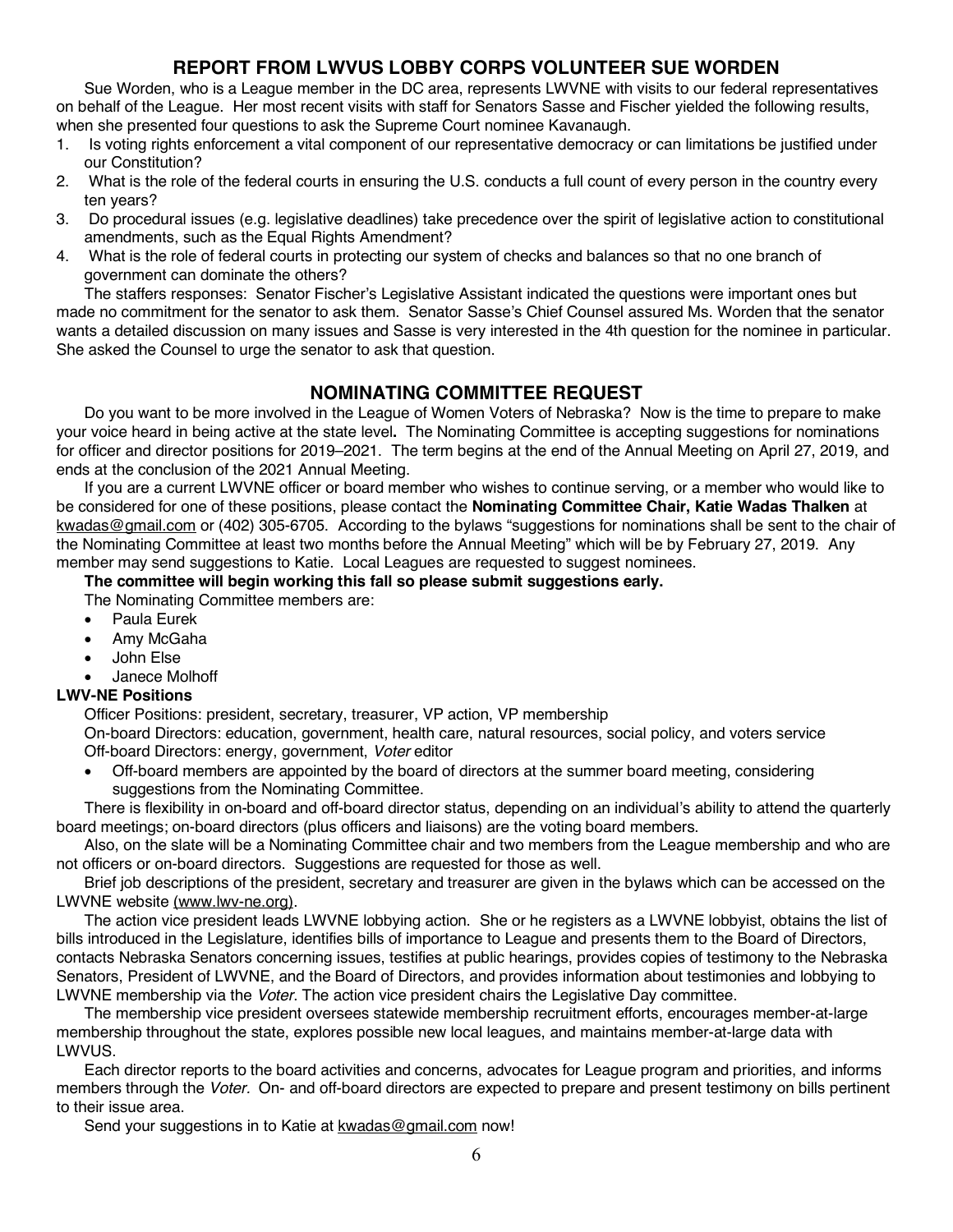## REPORT FROM LWVUS LOBBY CORPS VOLUNTEER SUE WORDEN

Sue Worden, who is a League member in the DC area, represents LWVNE with visits to our federal representatives on behalf of the League. Her most recent visits with staff for Senators Sasse and Fischer yielded the following results, when she presented four questions to ask the Supreme Court nominee Kavanaugh.

1. Is voting rights enforcement a vital component of our representative democracy or can limitations be justified under our Constitution?
2. What is the role of the federal courts in ensuring the U.S. conducts a full count of every person in the country every ten years?
3. Do procedural issues (e.g. legislative deadlines) take precedence over the spirit of legislative action to constitutional amendments, such as the Equal Rights Amendment?
4. What is the role of federal courts in protecting our system of checks and balances so that no one branch of government can dominate the others?

The staffers responses: Senator Fischer's Legislative Assistant indicated the questions were important ones but made no commitment for the senator to ask them. Senator Sasse's Chief Counsel assured Ms. Worden that the senator wants a detailed discussion on many issues and Sasse is very interested in the 4th question for the nominee in particular. She asked the Counsel to urge the senator to ask that question.

## NOMINATING COMMITTEE REQUEST

Do you want to be more involved in the League of Women Voters of Nebraska? Now is the time to prepare to make your voice heard in being active at the state level**.** The Nominating Committee is accepting suggestions for nominations for officer and director positions for 2019–2021. The term begins at the end of the Annual Meeting on April 27, 2019, and ends at the conclusion of the 2021 Annual Meeting.

If you are a current LWVNE officer or board member who wishes to continue serving, or a member who would like to be considered for one of these positions, please contact the **Nominating Committee Chair, Katie Wadas Thalken** at kwadas@gmail.com or (402) 305-6705. According to the bylaws "suggestions for nominations shall be sent to the chair of the Nominating Committee at least two months before the Annual Meeting" which will be by February 27, 2019. Any member may send suggestions to Katie. Local Leagues are requested to suggest nominees.

**The committee will begin working this fall so please submit suggestions early.**

The Nominating Committee members are:

- Paula Eurek
- Amy McGaha
- John Else
- Janece Molhoff

**LWV-NE Positions**

Officer Positions: president, secretary, treasurer, VP action, VP membership

On-board Directors: education, government, health care, natural resources, social policy, and voters service

Off-board Directors: energy, government, *Voter* editor

- Off-board members are appointed by the board of directors at the summer board meeting, considering suggestions from the Nominating Committee.

There is flexibility in on-board and off-board director status, depending on an individual's ability to attend the quarterly board meetings; on-board directors (plus officers and liaisons) are the voting board members.

Also, on the slate will be a Nominating Committee chair and two members from the League membership and who are not officers or on-board directors. Suggestions are requested for those as well.

Brief job descriptions of the president, secretary and treasurer are given in the bylaws which can be accessed on the LWVNE website (www.lwv-ne.org).

The action vice president leads LWVNE lobbying action. She or he registers as a LWVNE lobbyist, obtains the list of bills introduced in the Legislature, identifies bills of importance to League and presents them to the Board of Directors, contacts Nebraska Senators concerning issues, testifies at public hearings, provides copies of testimony to the Nebraska Senators, President of LWVNE, and the Board of Directors, and provides information about testimonies and lobbying to LWVNE membership via the *Voter*. The action vice president chairs the Legislative Day committee.

The membership vice president oversees statewide membership recruitment efforts, encourages member-at-large membership throughout the state, explores possible new local leagues, and maintains member-at-large data with LWVUS.

Each director reports to the board activities and concerns, advocates for League program and priorities, and informs members through the *Voter.* On- and off-board directors are expected to prepare and present testimony on bills pertinent to their issue area.

Send your suggestions in to Katie at kwadas@gmail.com now!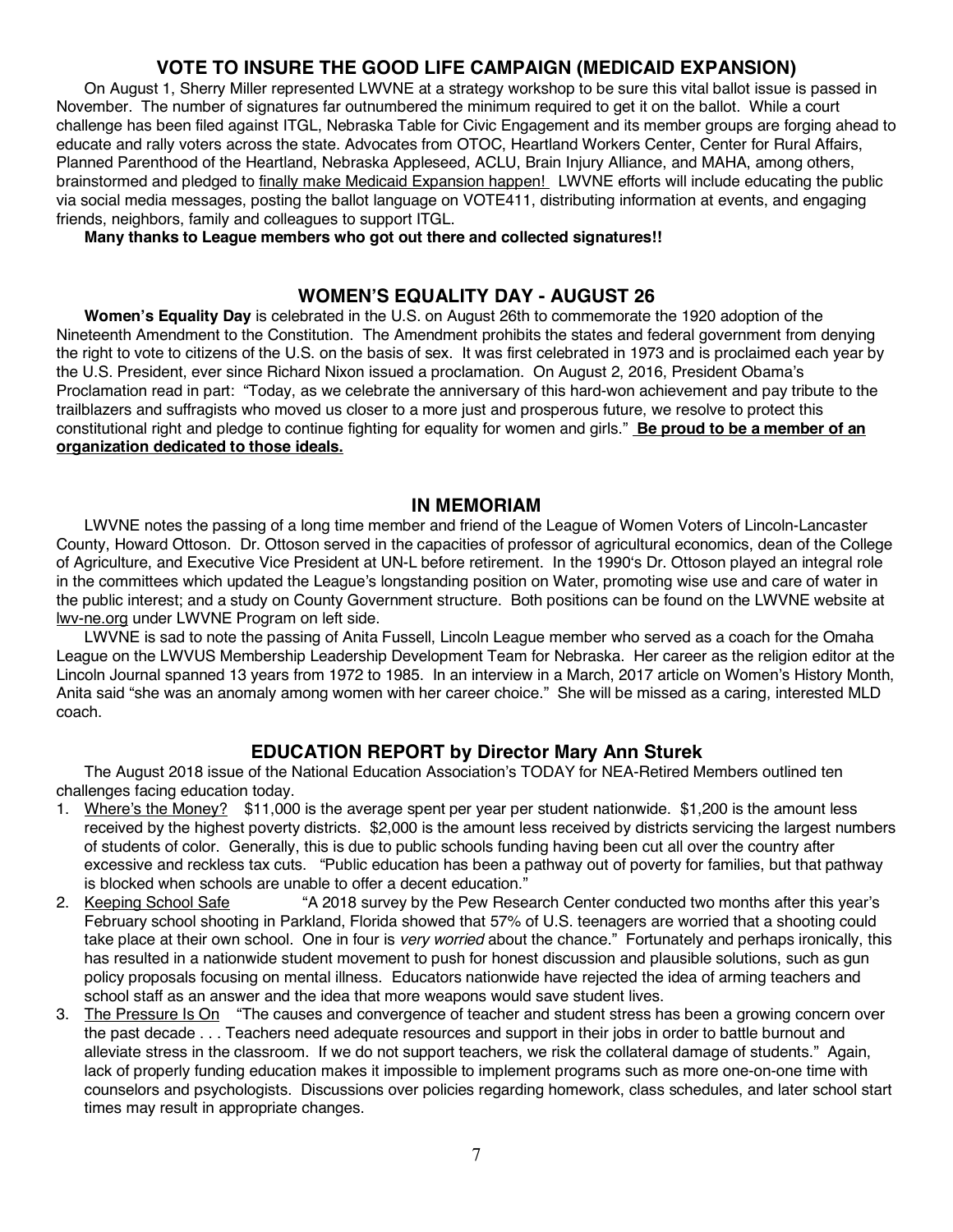## VOTE TO INSURE THE GOOD LIFE CAMPAIGN (MEDICAID EXPANSION)

On August 1, Sherry Miller represented LWVNE at a strategy workshop to be sure this vital ballot issue is passed in November. The number of signatures far outnumbered the minimum required to get it on the ballot. While a court challenge has been filed against ITGL, Nebraska Table for Civic Engagement and its member groups are forging ahead to educate and rally voters across the state. Advocates from OTOC, Heartland Workers Center, Center for Rural Affairs, Planned Parenthood of the Heartland, Nebraska Appleseed, ACLU, Brain Injury Alliance, and MAHA, among others, brainstormed and pledged to finally make Medicaid Expansion happen! LWVNE efforts will include educating the public via social media messages, posting the ballot language on VOTE411, distributing information at events, and engaging friends, neighbors, family and colleagues to support ITGL.

**Many thanks to League members who got out there and collected signatures!!**

## WOMEN'S EQUALITY DAY - AUGUST 26

**Women's Equality Day** is celebrated in the U.S. on August 26th to commemorate the 1920 adoption of the Nineteenth Amendment to the Constitution. The Amendment prohibits the states and federal government from denying the right to vote to citizens of the U.S. on the basis of sex. It was first celebrated in 1973 and is proclaimed each year by the U.S. President, ever since Richard Nixon issued a proclamation. On August 2, 2016, President Obama's Proclamation read in part: "Today, as we celebrate the anniversary of this hard-won achievement and pay tribute to the trailblazers and suffragists who moved us closer to a more just and prosperous future, we resolve to protect this constitutional right and pledge to continue fighting for equality for women and girls." **Be proud to be a member of an organization dedicated to those ideals.**

## IN MEMORIAM

LWVNE notes the passing of a long time member and friend of the League of Women Voters of Lincoln-Lancaster County, Howard Ottoson. Dr. Ottoson served in the capacities of professor of agricultural economics, dean of the College of Agriculture, and Executive Vice President at UN-L before retirement. In the 1990's Dr. Ottoson played an integral role in the committees which updated the League's longstanding position on Water, promoting wise use and care of water in the public interest; and a study on County Government structure. Both positions can be found on the LWVNE website at lwv-ne.org under LWVNE Program on left side.

LWVNE is sad to note the passing of Anita Fussell, Lincoln League member who served as a coach for the Omaha League on the LWVUS Membership Leadership Development Team for Nebraska. Her career as the religion editor at the Lincoln Journal spanned 13 years from 1972 to 1985. In an interview in a March, 2017 article on Women's History Month, Anita said "she was an anomaly among women with her career choice." She will be missed as a caring, interested MLD coach.

## EDUCATION REPORT by Director Mary Ann Sturek

The August 2018 issue of the National Education Association's TODAY for NEA-Retired Members outlined ten challenges facing education today.

1. Where's the Money? $11,000 is the average spent per year per student nationwide. $1,200 is the amount less received by the highest poverty districts. $2,000 is the amount less received by districts servicing the largest numbers of students of color. Generally, this is due to public schools funding having been cut all over the country after excessive and reckless tax cuts. "Public education has been a pathway out of poverty for families, but that pathway is blocked when schools are unable to offer a decent education."
2. Keeping School Safe "A 2018 survey by the Pew Research Center conducted two months after this year's February school shooting in Parkland, Florida showed that 57% of U.S. teenagers are worried that a shooting could take place at their own school. One in four is *very worried* about the chance." Fortunately and perhaps ironically, this has resulted in a nationwide student movement to push for honest discussion and plausible solutions, such as gun policy proposals focusing on mental illness. Educators nationwide have rejected the idea of arming teachers and school staff as an answer and the idea that more weapons would save student lives.
3. The Pressure Is On "The causes and convergence of teacher and student stress has been a growing concern over the past decade . . . Teachers need adequate resources and support in their jobs in order to battle burnout and alleviate stress in the classroom. If we do not support teachers, we risk the collateral damage of students." Again, lack of properly funding education makes it impossible to implement programs such as more one-on-one time with counselors and psychologists. Discussions over policies regarding homework, class schedules, and later school start times may result in appropriate changes.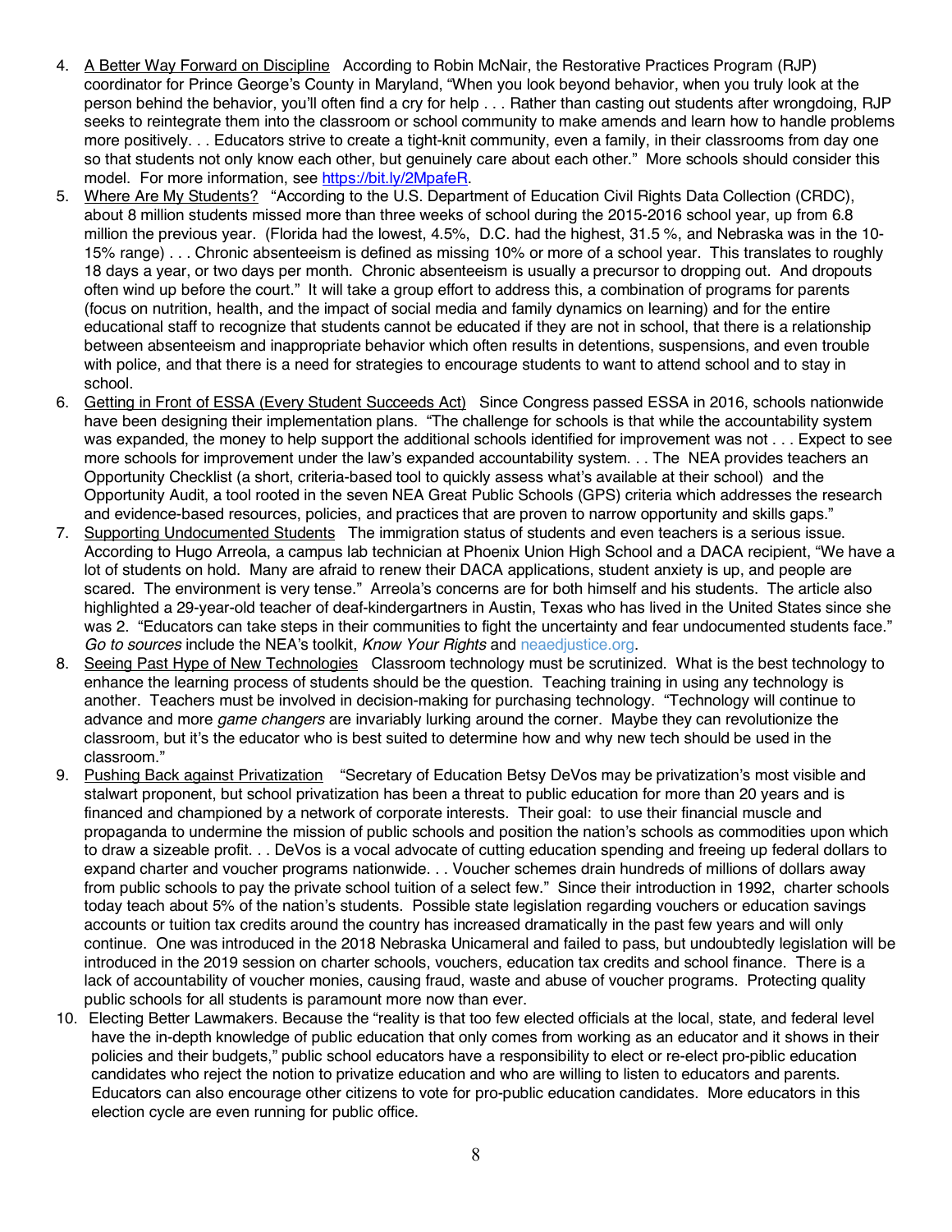4. <u>A Better Way Forward on Discipline</u>  According to Robin McNair, the Restorative Practices Program (RJP) coordinator for Prince George's County in Maryland, "When you look beyond behavior, when you truly look at the person behind the behavior, you'll often find a cry for help . . . Rather than casting out students after wrongdoing, RJP seeks to reintegrate them into the classroom or school community to make amends and learn how to handle problems more positively. . . Educators strive to create a tight-knit community, even a family, in their classrooms from day one so that students not only know each other, but genuinely care about each other." More schools should consider this model. For more information, see [https://bit.ly/2MpafeR](https://bit.ly/2MpafeR).
5. <u>Where Are My Students?</u>  "According to the U.S. Department of Education Civil Rights Data Collection (CRDC), about 8 million students missed more than three weeks of school during the 2015-2016 school year, up from 6.8 million the previous year. (Florida had the lowest, 4.5%, D.C. had the highest, 31.5 %, and Nebraska was in the 10-15% range) . . . Chronic absenteeism is defined as missing 10% or more of a school year. This translates to roughly 18 days a year, or two days per month. Chronic absenteeism is usually a precursor to dropping out. And dropouts often wind up before the court." It will take a group effort to address this, a combination of programs for parents (focus on nutrition, health, and the impact of social media and family dynamics on learning) and for the entire educational staff to recognize that students cannot be educated if they are not in school, that there is a relationship between absenteeism and inappropriate behavior which often results in detentions, suspensions, and even trouble with police, and that there is a need for strategies to encourage students to want to attend school and to stay in school.
6. <u>Getting in Front of ESSA (Every Student Succeeds Act)</u>  Since Congress passed ESSA in 2016, schools nationwide have been designing their implementation plans. "The challenge for schools is that while the accountability system was expanded, the money to help support the additional schools identified for improvement was not . . . Expect to see more schools for improvement under the law's expanded accountability system. . . The NEA provides teachers an Opportunity Checklist (a short, criteria-based tool to quickly assess what's available at their school) and the Opportunity Audit, a tool rooted in the seven NEA Great Public Schools (GPS) criteria which addresses the research and evidence-based resources, policies, and practices that are proven to narrow opportunity and skills gaps."
7. <u>Supporting Undocumented Students</u>  The immigration status of students and even teachers is a serious issue. According to Hugo Arreola, a campus lab technician at Phoenix Union High School and a DACA recipient, "We have a lot of students on hold. Many are afraid to renew their DACA applications, student anxiety is up, and people are scared. The environment is very tense." Arreola's concerns are for both himself and his students. The article also highlighted a 29-year-old teacher of deaf-kindergartners in Austin, Texas who has lived in the United States since she was 2. "Educators can take steps in their communities to fight the uncertainty and fear undocumented students face." *Go to sources* include the NEA's toolkit, *Know Your Rights* and neaedjustice.org.
8. <u>Seeing Past Hype of New Technologies</u>  Classroom technology must be scrutinized. What is the best technology to enhance the learning process of students should be the question. Teaching training in using any technology is another. Teachers must be involved in decision-making for purchasing technology. "Technology will continue to advance and more *game changers* are invariably lurking around the corner. Maybe they can revolutionize the classroom, but it's the educator who is best suited to determine how and why new tech should be used in the classroom."
9. <u>Pushing Back against Privatization</u>  "Secretary of Education Betsy DeVos may be privatization's most visible and stalwart proponent, but school privatization has been a threat to public education for more than 20 years and is financed and championed by a network of corporate interests. Their goal: to use their financial muscle and propaganda to undermine the mission of public schools and position the nation's schools as commodities upon which to draw a sizeable profit. . . DeVos is a vocal advocate of cutting education spending and freeing up federal dollars to expand charter and voucher programs nationwide. . . Voucher schemes drain hundreds of millions of dollars away from public schools to pay the private school tuition of a select few." Since their introduction in 1992, charter schools today teach about 5% of the nation's students. Possible state legislation regarding vouchers or education savings accounts or tuition tax credits around the country has increased dramatically in the past few years and will only continue. One was introduced in the 2018 Nebraska Unicameral and failed to pass, but undoubtedly legislation will be introduced in the 2019 session on charter schools, vouchers, education tax credits and school finance. There is a lack of accountability of voucher monies, causing fraud, waste and abuse of voucher programs. Protecting quality public schools for all students is paramount more now than ever.
10. Electing Better Lawmakers. Because the "reality is that too few elected officials at the local, state, and federal level have the in-depth knowledge of public education that only comes from working as an educator and it shows in their policies and their budgets," public school educators have a responsibility to elect or re-elect pro-piblic education candidates who reject the notion to privatize education and who are willing to listen to educators and parents. Educators can also encourage other citizens to vote for pro-public education candidates. More educators in this election cycle are even running for public office.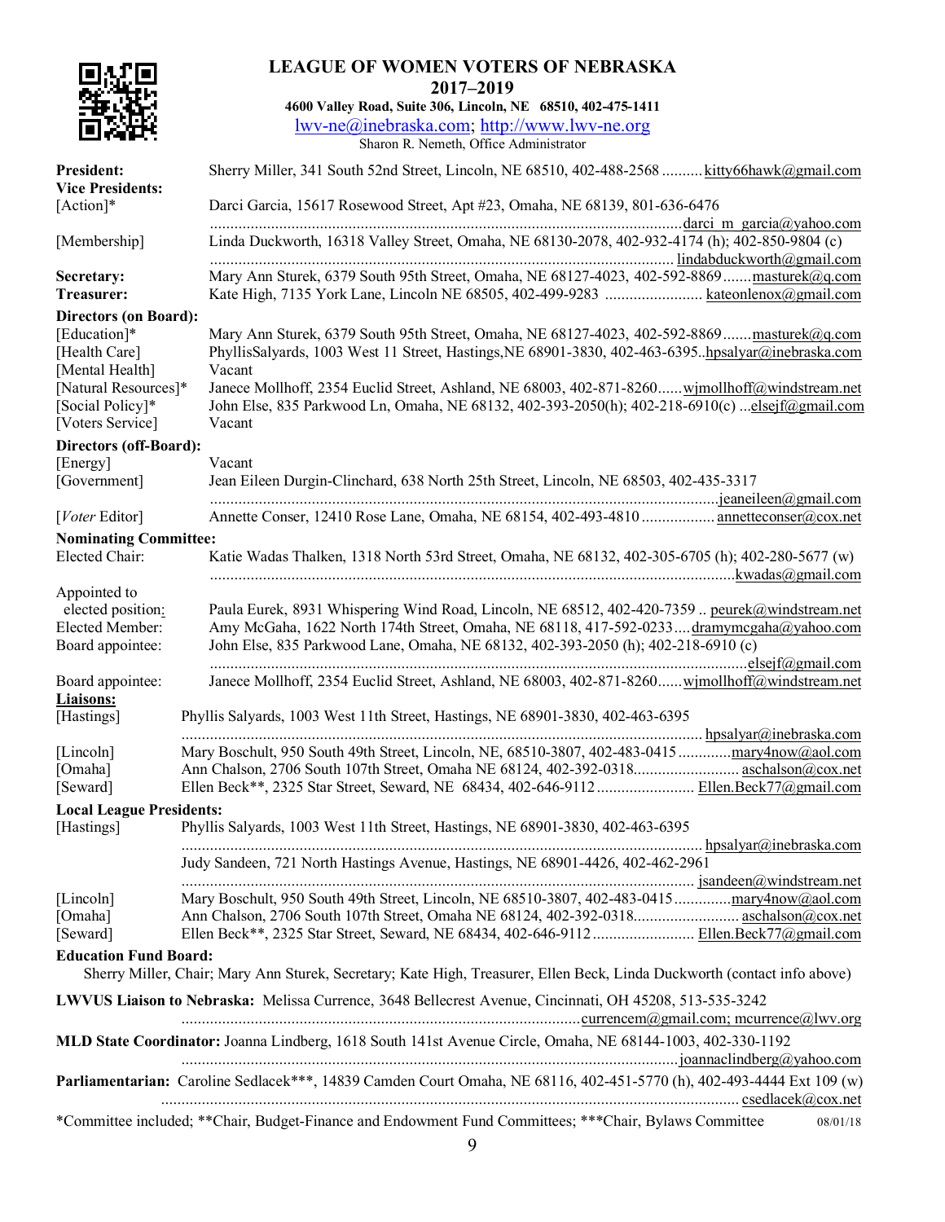# LEAGUE OF WOMEN VOTERS OF NEBRASKA

## 2017–2019

**4600 Valley Road, Suite 306, Lincoln, NE 68510, 402-475-1411**

lwv-ne@inebraska.com; http://www.lwv-ne.org

Sharon R. Nemeth, Office Administrator

**President:** Sherry Miller, 341 South 52nd Street, Lincoln, NE 68510, 402-488-2568 .......... kitty66hawk@gmail.com

**Vice Presidents:**

[Action]* Darci Garcia, 15617 Rosewood Street, Apt #23, Omaha, NE 68139, 801-636-6476 .......... darci_m_garcia@yahoo.com

[Membership] Linda Duckworth, 16318 Valley Street, Omaha, NE 68130-2078, 402-932-4174 (h); 402-850-9804 (c) .......... lindabduckworth@gmail.com

**Secretary:** Mary Ann Sturek, 6379 South 95th Street, Omaha, NE 68127-4023, 402-592-8869....... masturek@q.com

**Treasurer:** Kate High, 7135 York Lane, Lincoln NE 68505, 402-499-9283 .......... kateonlenox@gmail.com

**Directors (on Board):**

[Education]* Mary Ann Sturek, 6379 South 95th Street, Omaha, NE 68127-4023, 402-592-8869....... masturek@q.com

[Health Care] PhyllisSalyards, 1003 West 11 Street, Hastings,NE 68901-3830, 402-463-6395..hpsalyar@inebraska.com

[Mental Health] Vacant

[Natural Resources]* Janece Mollhoff, 2354 Euclid Street, Ashland, NE 68003, 402-871-8260...... wjmollhoff@windstream.net

[Social Policy]* John Else, 835 Parkwood Ln, Omaha, NE 68132, 402-393-2050(h); 402-218-6910(c) ...elsejf@gmail.com

[Voters Service] Vacant

**Directors (off-Board):**

[Energy] Vacant

[Government] Jean Eileen Durgin-Clinchard, 638 North 25th Street, Lincoln, NE 68503, 402-435-3317 .......... jeaneileen@gmail.com

[*Voter* Editor] Annette Conser, 12410 Rose Lane, Omaha, NE 68154, 402-493-4810 .......... annetteconser@cox.net

**Nominating Committee:**

Elected Chair: Katie Wadas Thalken, 1318 North 53rd Street, Omaha, NE 68132, 402-305-6705 (h); 402-280-5677 (w) .......... kwadas@gmail.com

Appointed to elected position: Paula Eurek, 8931 Whispering Wind Road, Lincoln, NE 68512, 402-420-7359 .. peurek@windstream.net

Elected Member: Amy McGaha, 1622 North 174th Street, Omaha, NE 68118, 417-592-0233.... dramymcgaha@yahoo.com

Board appointee: John Else, 835 Parkwood Lane, Omaha, NE 68132, 402-393-2050 (h); 402-218-6910 (c) .......... elsejf@gmail.com

Board appointee: Janece Mollhoff, 2354 Euclid Street, Ashland, NE 68003, 402-871-8260...... wjmollhoff@windstream.net

**Liaisons:**

[Hastings] Phyllis Salyards, 1003 West 11th Street, Hastings, NE 68901-3830, 402-463-6395 .......... hpsalyar@inebraska.com

[Lincoln] Mary Boschult, 950 South 49th Street, Lincoln, NE, 68510-3807, 402-483-0415 .......... mary4now@aol.com

[Omaha] Ann Chalson, 2706 South 107th Street, Omaha NE 68124, 402-392-0318.......... aschalson@cox.net

[Seward] Ellen Beck**, 2325 Star Street, Seward, NE 68434, 402-646-9112 .......... Ellen.Beck77@gmail.com

**Local League Presidents:**

[Hastings] Phyllis Salyards, 1003 West 11th Street, Hastings, NE 68901-3830, 402-463-6395 .......... hpsalyar@inebraska.com

Judy Sandeen, 721 North Hastings Avenue, Hastings, NE 68901-4426, 402-462-2961 .......... jsandeen@windstream.net

[Lincoln] Mary Boschult, 950 South 49th Street, Lincoln, NE 68510-3807, 402-483-0415 .......... mary4now@aol.com

[Omaha] Ann Chalson, 2706 South 107th Street, Omaha NE 68124, 402-392-0318.......... aschalson@cox.net

[Seward] Ellen Beck**, 2325 Star Street, Seward, NE 68434, 402-646-9112 .......... Ellen.Beck77@gmail.com

**Education Fund Board:**

Sherry Miller, Chair; Mary Ann Sturek, Secretary; Kate High, Treasurer, Ellen Beck, Linda Duckworth (contact info above)

**LWVUS Liaison to Nebraska:** Melissa Currence, 3648 Bellecrest Avenue, Cincinnati, OH 45208, 513-535-3242 .......... currencem@gmail.com; mcurrence@lwv.org

**MLD State Coordinator:** Joanna Lindberg, 1618 South 141st Avenue Circle, Omaha, NE 68144-1003, 402-330-1192 .......... joannaclindberg@yahoo.com

**Parliamentarian:** Caroline Sedlacek***, 14839 Camden Court Omaha, NE 68116, 402-451-5770 (h), 402-493-4444 Ext 109 (w) .......... csedlacek@cox.net

*Committee included; **Chair, Budget-Finance and Endowment Fund Committees; ***Chair, Bylaws Committee 08/01/18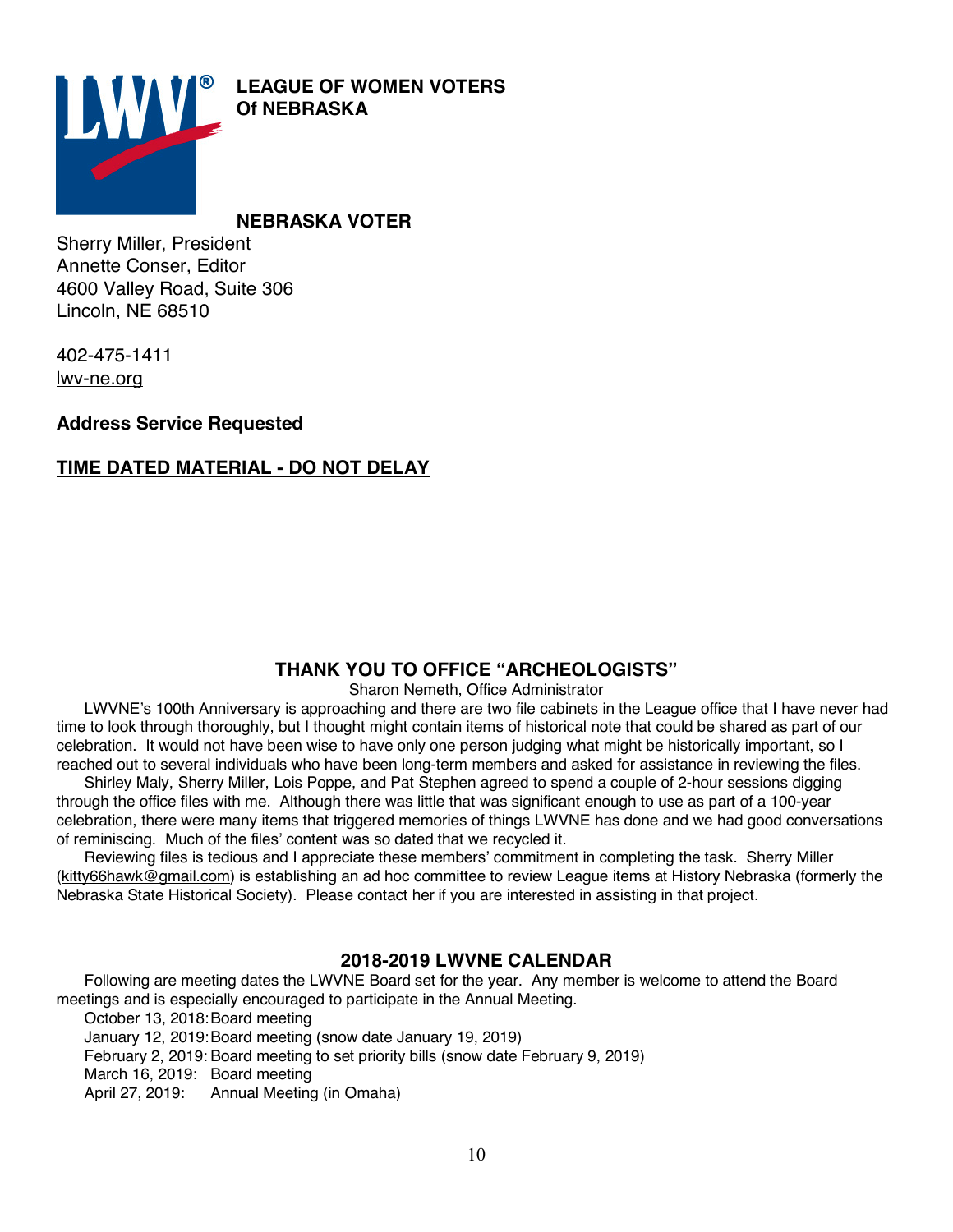**LEAGUE OF WOMEN VOTERS**
**Of NEBRASKA**

**NEBRASKA VOTER**

Sherry Miller, President
Annette Conser, Editor
4600 Valley Road, Suite 306
Lincoln, NE 68510

402-475-1411
lwv-ne.org

**Address Service Requested**

**TIME DATED MATERIAL - DO NOT DELAY**

## THANK YOU TO OFFICE "ARCHEOLOGISTS"

Sharon Nemeth, Office Administrator

LWVNE's 100th Anniversary is approaching and there are two file cabinets in the League office that I have never had time to look through thoroughly, but I thought might contain items of historical note that could be shared as part of our celebration. It would not have been wise to have only one person judging what might be historically important, so I reached out to several individuals who have been long-term members and asked for assistance in reviewing the files.

Shirley Maly, Sherry Miller, Lois Poppe, and Pat Stephen agreed to spend a couple of 2-hour sessions digging through the office files with me. Although there was little that was significant enough to use as part of a 100-year celebration, there were many items that triggered memories of things LWVNE has done and we had good conversations of reminiscing. Much of the files' content was so dated that we recycled it.

Reviewing files is tedious and I appreciate these members' commitment in completing the task. Sherry Miller (kitty66hawk@gmail.com) is establishing an ad hoc committee to review League items at History Nebraska (formerly the Nebraska State Historical Society). Please contact her if you are interested in assisting in that project.

## 2018-2019 LWVNE CALENDAR

Following are meeting dates the LWVNE Board set for the year. Any member is welcome to attend the Board meetings and is especially encouraged to participate in the Annual Meeting.

October 13, 2018: Board meeting
January 12, 2019: Board meeting (snow date January 19, 2019)
February 2, 2019: Board meeting to set priority bills (snow date February 9, 2019)
March 16, 2019: Board meeting
April 27, 2019: Annual Meeting (in Omaha)